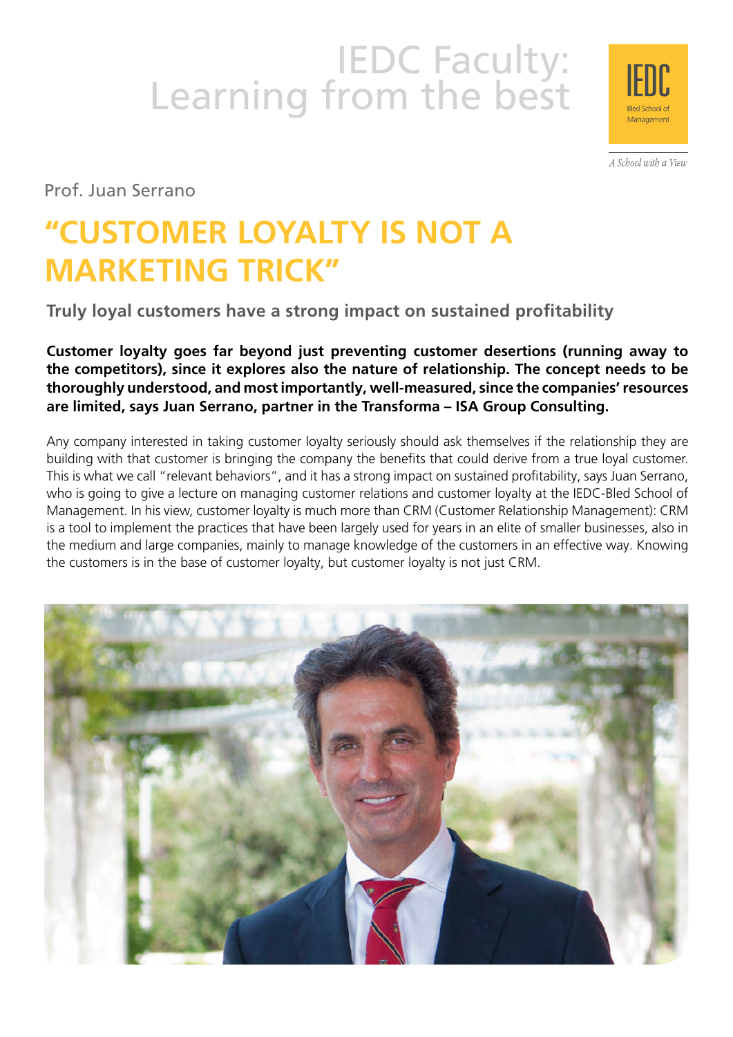# IEDC Faculty: Learning from the best

IEDC Bled School of Management

*A School with a View*

Prof. Juan Serrano

## "CUSTOMER LOYALTY IS NOT A MARKETING TRICK"

### Truly loyal customers have a strong impact on sustained profitability

**Customer loyalty goes far beyond just preventing customer desertions (running away to the competitors), since it explores also the nature of relationship. The concept needs to be thoroughly understood, and most importantly, well-measured, since the companies' resources are limited, says Juan Serrano, partner in the Transforma – ISA Group Consulting.**

Any company interested in taking customer loyalty seriously should ask themselves if the relationship they are building with that customer is bringing the company the benefits that could derive from a true loyal customer. This is what we call "relevant behaviors", and it has a strong impact on sustained profitability, says Juan Serrano, who is going to give a lecture on managing customer relations and customer loyalty at the IEDC-Bled School of Management. In his view, customer loyalty is much more than CRM (Customer Relationship Management): CRM is a tool to implement the practices that have been largely used for years in an elite of smaller businesses, also in the medium and large companies, mainly to manage knowledge of the customers in an effective way. Knowing the customers is in the base of customer loyalty, but customer loyalty is not just CRM.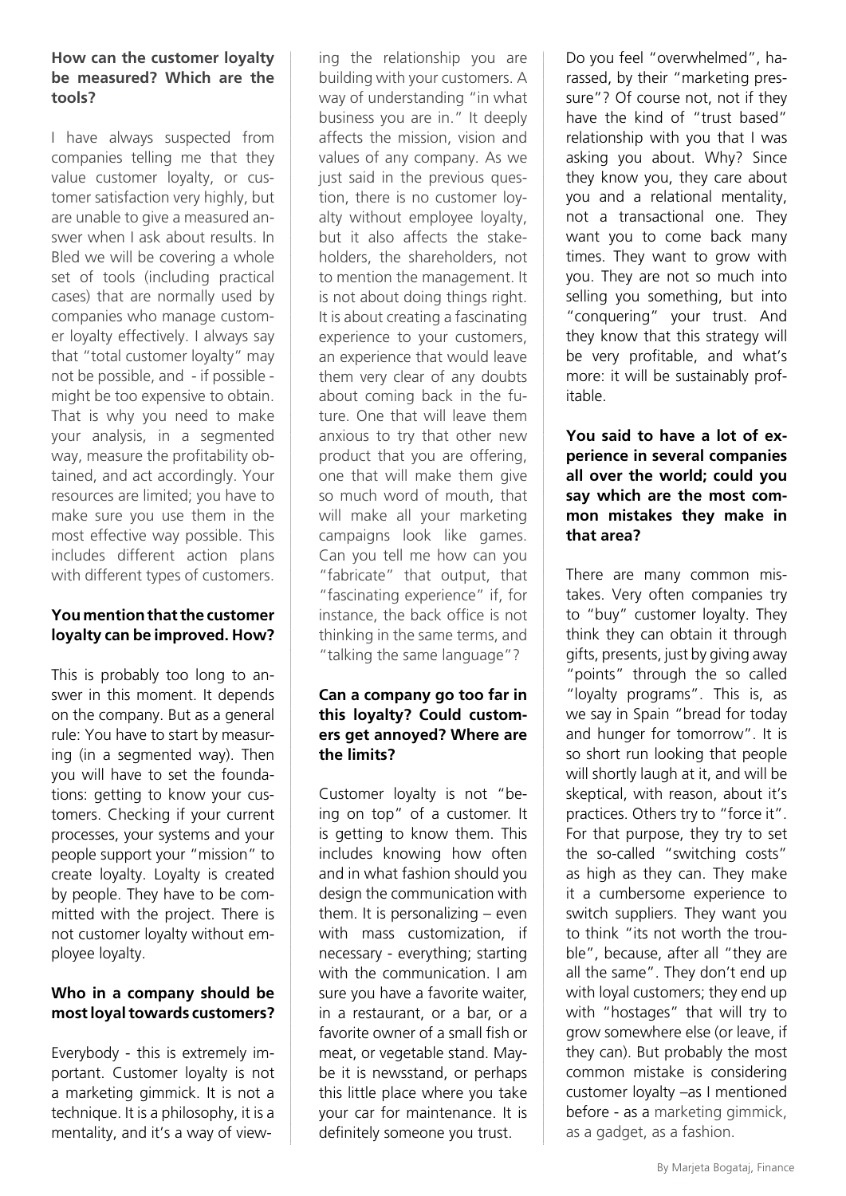**How can the customer loyalty be measured? Which are the tools?**

I have always suspected from companies telling me that they value customer loyalty, or customer satisfaction very highly, but are unable to give a measured answer when I ask about results. In Bled we will be covering a whole set of tools (including practical cases) that are normally used by companies who manage customer loyalty effectively. I always say that "total customer loyalty" may not be possible, and - if possible - might be too expensive to obtain. That is why you need to make your analysis, in a segmented way, measure the profitability obtained, and act accordingly. Your resources are limited; you have to make sure you use them in the most effective way possible. This includes different action plans with different types of customers.

**You mention that the customer loyalty can be improved. How?**

This is probably too long to answer in this moment. It depends on the company. But as a general rule: You have to start by measuring (in a segmented way). Then you will have to set the foundations: getting to know your customers. Checking if your current processes, your systems and your people support your "mission" to create loyalty. Loyalty is created by people. They have to be committed with the project. There is not customer loyalty without employee loyalty.

**Who in a company should be most loyal towards customers?**

Everybody - this is extremely important. Customer loyalty is not a marketing gimmick. It is not a technique. It is a philosophy, it is a mentality, and it's a way of viewing the relationship you are building with your customers. A way of understanding "in what business you are in." It deeply affects the mission, vision and values of any company. As we just said in the previous question, there is no customer loyalty without employee loyalty, but it also affects the stakeholders, the shareholders, not to mention the management. It is not about doing things right. It is about creating a fascinating experience to your customers, an experience that would leave them very clear of any doubts about coming back in the future. One that will leave them anxious to try that other new product that you are offering, one that will make them give so much word of mouth, that will make all your marketing campaigns look like games. Can you tell me how can you "fabricate" that output, that "fascinating experience" if, for instance, the back office is not thinking in the same terms, and "talking the same language"?

**Can a company go too far in this loyalty? Could customers get annoyed? Where are the limits?**

Customer loyalty is not "being on top" of a customer. It is getting to know them. This includes knowing how often and in what fashion should you design the communication with them. It is personalizing – even with mass customization, if necessary - everything; starting with the communication. I am sure you have a favorite waiter, in a restaurant, or a bar, or a favorite owner of a small fish or meat, or vegetable stand. Maybe it is newsstand, or perhaps this little place where you take your car for maintenance. It is definitely someone you trust.

Do you feel "overwhelmed", harassed, by their "marketing pressure"? Of course not, not if they have the kind of "trust based" relationship with you that I was asking you about. Why? Since they know you, they care about you and a relational mentality, not a transactional one. They want you to come back many times. They want to grow with you. They are not so much into selling you something, but into "conquering" your trust. And they know that this strategy will be very profitable, and what's more: it will be sustainably profitable.

**You said to have a lot of experience in several companies all over the world; could you say which are the most common mistakes they make in that area?**

There are many common mistakes. Very often companies try to "buy" customer loyalty. They think they can obtain it through gifts, presents, just by giving away "points" through the so called "loyalty programs". This is, as we say in Spain "bread for today and hunger for tomorrow". It is so short run looking that people will shortly laugh at it, and will be skeptical, with reason, about it's practices. Others try to "force it". For that purpose, they try to set the so-called "switching costs" as high as they can. They make it a cumbersome experience to switch suppliers. They want you to think "its not worth the trouble", because, after all "they are all the same". They don't end up with loyal customers; they end up with "hostages" that will try to grow somewhere else (or leave, if they can). But probably the most common mistake is considering customer loyalty –as I mentioned before - as a marketing gimmick, as a gadget, as a fashion.

By Marjeta Bogataj, Finance